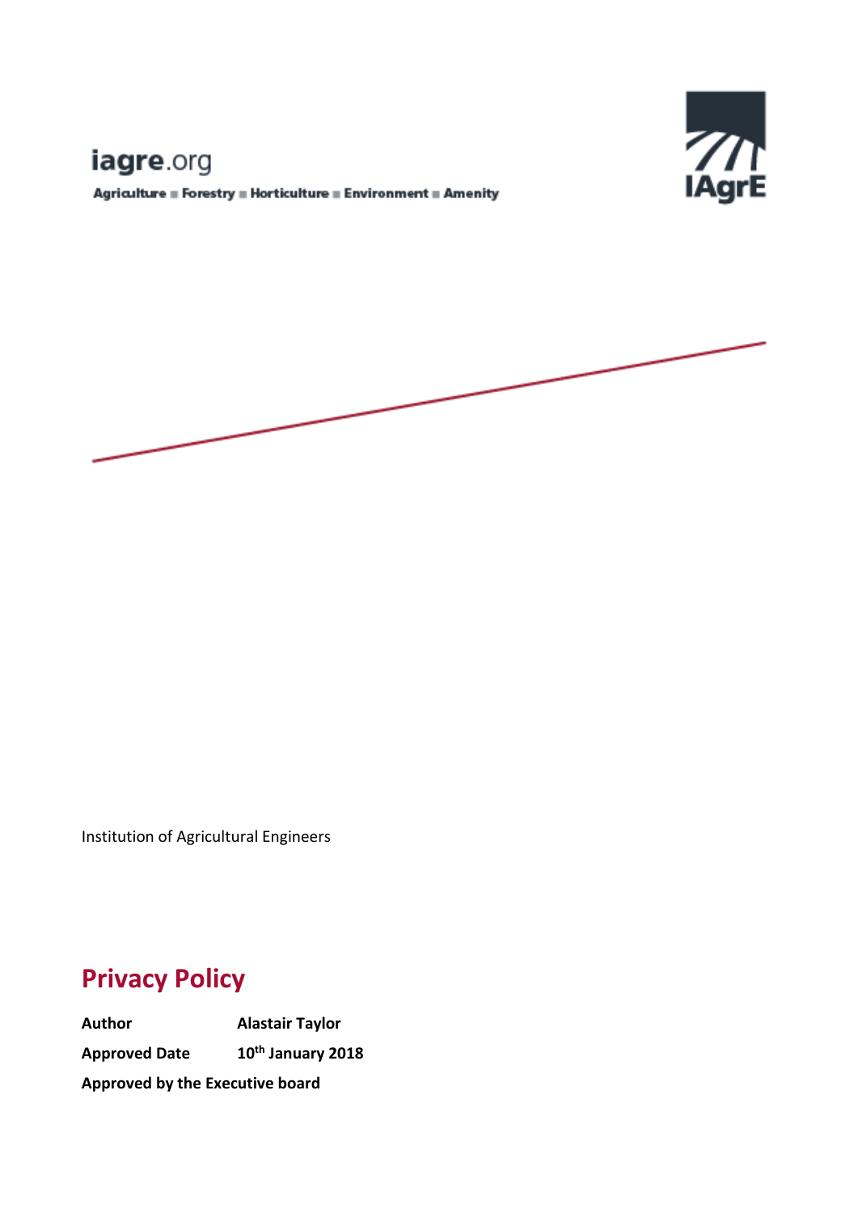iagre.org

Agriculture ■ Forestry ■ Horticulture ■ Environment ■ Amenity

IAgrE

Institution of Agricultural Engineers

# Privacy Policy

**Author** **Alastair Taylor**

**Approved Date** **10th January 2018**

**Approved by the Executive board**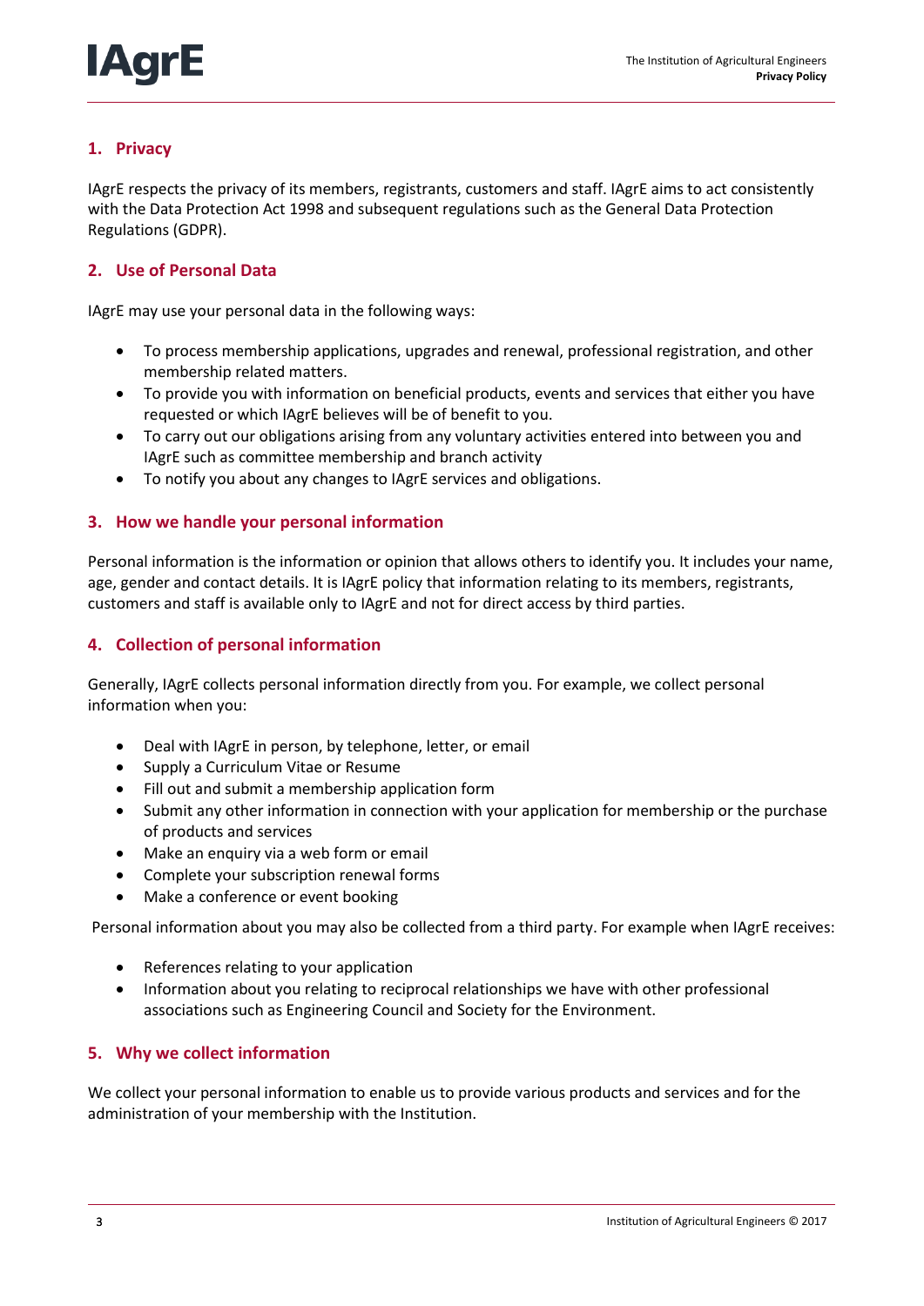## 1. Privacy

IAgrE respects the privacy of its members, registrants, customers and staff. IAgrE aims to act consistently with the Data Protection Act 1998 and subsequent regulations such as the General Data Protection Regulations (GDPR).

## 2. Use of Personal Data

IAgrE may use your personal data in the following ways:

- To process membership applications, upgrades and renewal, professional registration, and other membership related matters.
- To provide you with information on beneficial products, events and services that either you have requested or which IAgrE believes will be of benefit to you.
- To carry out our obligations arising from any voluntary activities entered into between you and IAgrE such as committee membership and branch activity
- To notify you about any changes to IAgrE services and obligations.

## 3. How we handle your personal information

Personal information is the information or opinion that allows others to identify you. It includes your name, age, gender and contact details. It is IAgrE policy that information relating to its members, registrants, customers and staff is available only to IAgrE and not for direct access by third parties.

## 4. Collection of personal information

Generally, IAgrE collects personal information directly from you. For example, we collect personal information when you:

- Deal with IAgrE in person, by telephone, letter, or email
- Supply a Curriculum Vitae or Resume
- Fill out and submit a membership application form
- Submit any other information in connection with your application for membership or the purchase of products and services
- Make an enquiry via a web form or email
- Complete your subscription renewal forms
- Make a conference or event booking

Personal information about you may also be collected from a third party. For example when IAgrE receives:

- References relating to your application
- Information about you relating to reciprocal relationships we have with other professional associations such as Engineering Council and Society for the Environment.

## 5. Why we collect information

We collect your personal information to enable us to provide various products and services and for the administration of your membership with the Institution.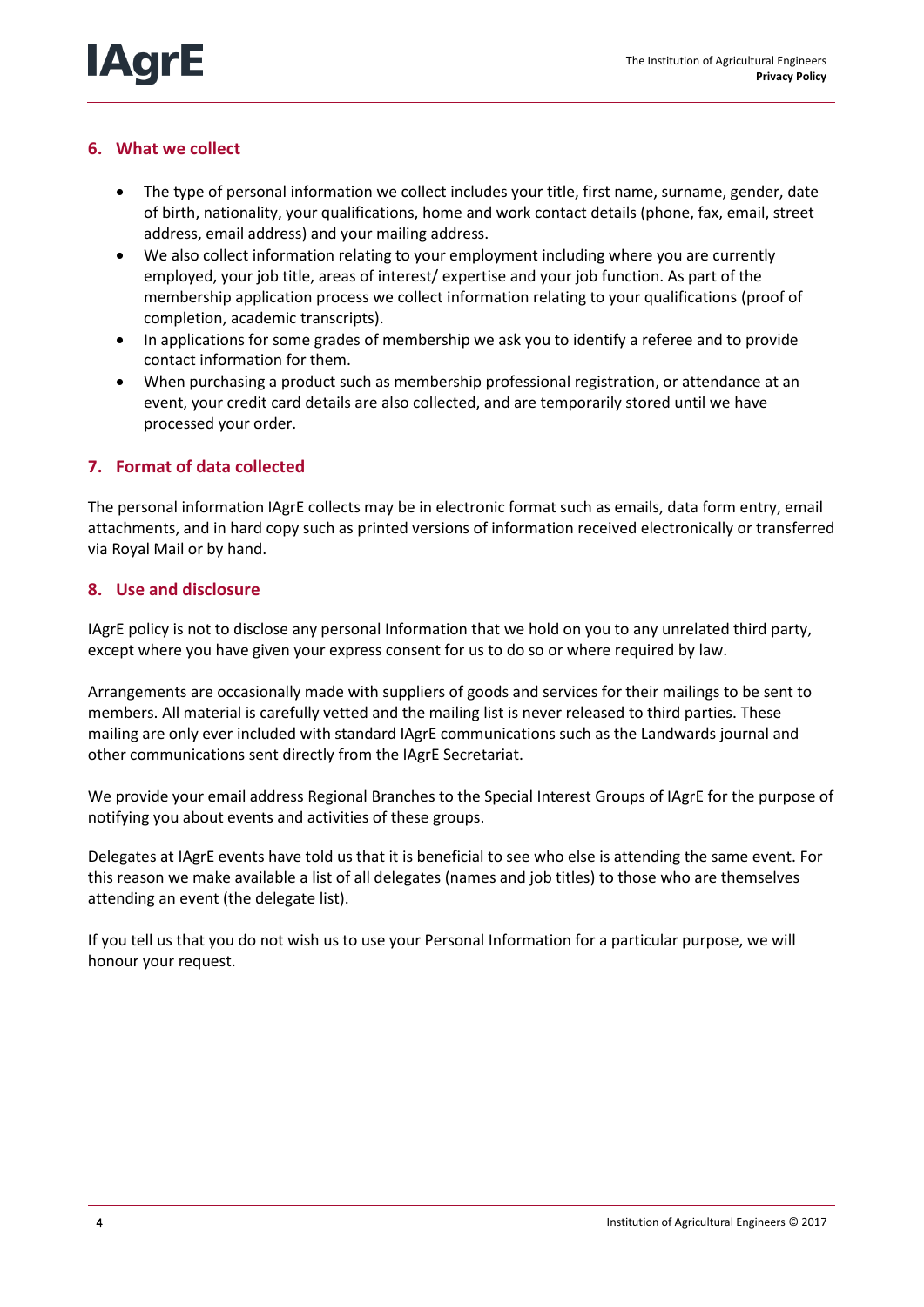## 6. What we collect

- The type of personal information we collect includes your title, first name, surname, gender, date of birth, nationality, your qualifications, home and work contact details (phone, fax, email, street address, email address) and your mailing address.
- We also collect information relating to your employment including where you are currently employed, your job title, areas of interest/ expertise and your job function. As part of the membership application process we collect information relating to your qualifications (proof of completion, academic transcripts).
- In applications for some grades of membership we ask you to identify a referee and to provide contact information for them.
- When purchasing a product such as membership professional registration, or attendance at an event, your credit card details are also collected, and are temporarily stored until we have processed your order.

## 7. Format of data collected

The personal information IAgrE collects may be in electronic format such as emails, data form entry, email attachments, and in hard copy such as printed versions of information received electronically or transferred via Royal Mail or by hand.

## 8. Use and disclosure

IAgrE policy is not to disclose any personal Information that we hold on you to any unrelated third party, except where you have given your express consent for us to do so or where required by law.

Arrangements are occasionally made with suppliers of goods and services for their mailings to be sent to members. All material is carefully vetted and the mailing list is never released to third parties. These mailing are only ever included with standard IAgrE communications such as the Landwards journal and other communications sent directly from the IAgrE Secretariat.

We provide your email address Regional Branches to the Special Interest Groups of IAgrE for the purpose of notifying you about events and activities of these groups.

Delegates at IAgrE events have told us that it is beneficial to see who else is attending the same event. For this reason we make available a list of all delegates (names and job titles) to those who are themselves attending an event (the delegate list).

If you tell us that you do not wish us to use your Personal Information for a particular purpose, we will honour your request.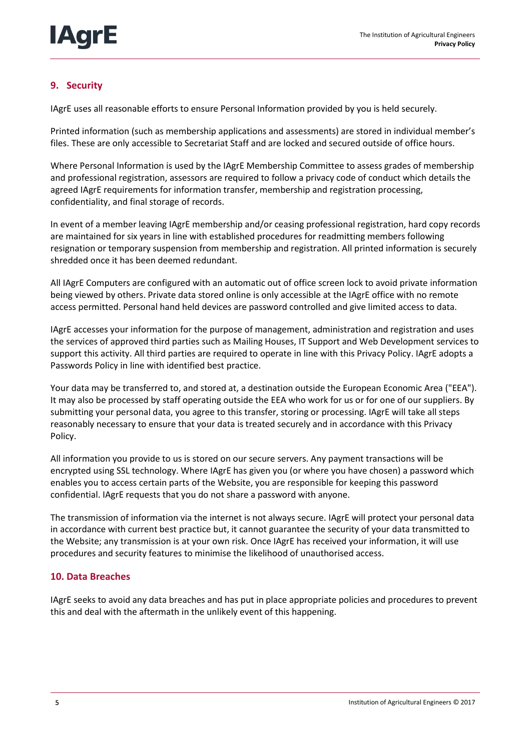## 9. Security

IAgrE uses all reasonable efforts to ensure Personal Information provided by you is held securely.

Printed information (such as membership applications and assessments) are stored in individual member's files. These are only accessible to Secretariat Staff and are locked and secured outside of office hours.

Where Personal Information is used by the IAgrE Membership Committee to assess grades of membership and professional registration, assessors are required to follow a privacy code of conduct which details the agreed IAgrE requirements for information transfer, membership and registration processing, confidentiality, and final storage of records.

In event of a member leaving IAgrE membership and/or ceasing professional registration, hard copy records are maintained for six years in line with established procedures for readmitting members following resignation or temporary suspension from membership and registration. All printed information is securely shredded once it has been deemed redundant.

All IAgrE Computers are configured with an automatic out of office screen lock to avoid private information being viewed by others. Private data stored online is only accessible at the IAgrE office with no remote access permitted. Personal hand held devices are password controlled and give limited access to data.

IAgrE accesses your information for the purpose of management, administration and registration and uses the services of approved third parties such as Mailing Houses, IT Support and Web Development services to support this activity. All third parties are required to operate in line with this Privacy Policy. IAgrE adopts a Passwords Policy in line with identified best practice.

Your data may be transferred to, and stored at, a destination outside the European Economic Area ("EEA"). It may also be processed by staff operating outside the EEA who work for us or for one of our suppliers. By submitting your personal data, you agree to this transfer, storing or processing. IAgrE will take all steps reasonably necessary to ensure that your data is treated securely and in accordance with this Privacy Policy.

All information you provide to us is stored on our secure servers. Any payment transactions will be encrypted using SSL technology. Where IAgrE has given you (or where you have chosen) a password which enables you to access certain parts of the Website, you are responsible for keeping this password confidential. IAgrE requests that you do not share a password with anyone.

The transmission of information via the internet is not always secure. IAgrE will protect your personal data in accordance with current best practice but, it cannot guarantee the security of your data transmitted to the Website; any transmission is at your own risk. Once IAgrE has received your information, it will use procedures and security features to minimise the likelihood of unauthorised access.

## 10. Data Breaches

IAgrE seeks to avoid any data breaches and has put in place appropriate policies and procedures to prevent this and deal with the aftermath in the unlikely event of this happening.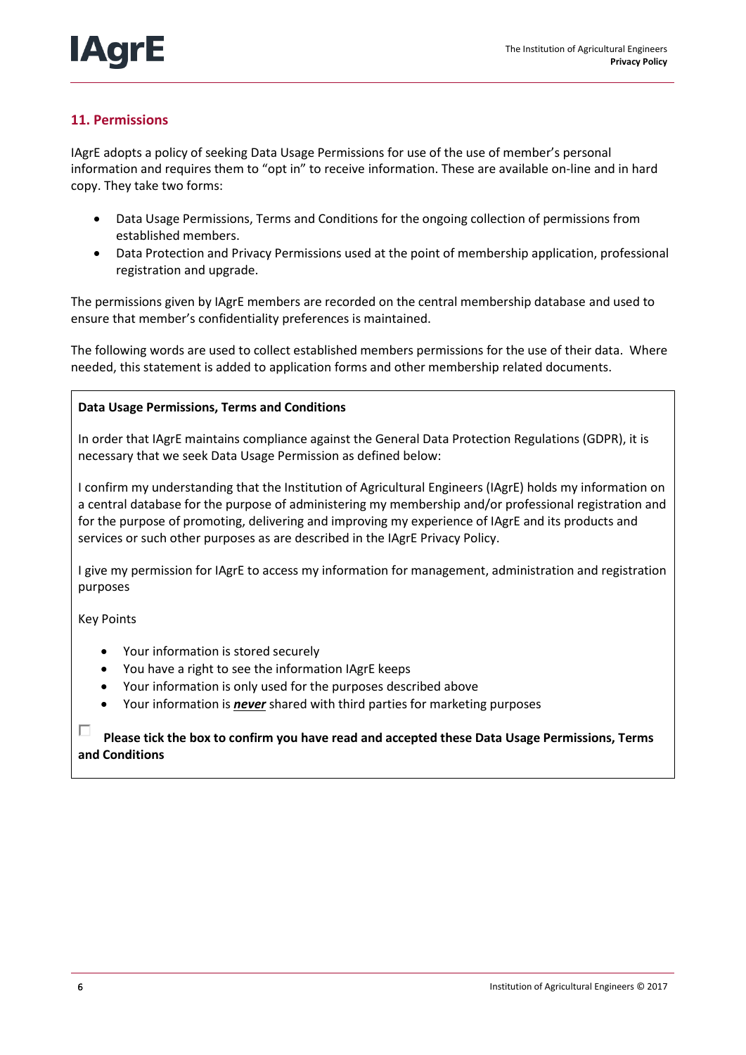## 11. Permissions

IAgrE adopts a policy of seeking Data Usage Permissions for use of the use of member's personal information and requires them to "opt in" to receive information. These are available on-line and in hard copy. They take two forms:

- Data Usage Permissions, Terms and Conditions for the ongoing collection of permissions from established members.
- Data Protection and Privacy Permissions used at the point of membership application, professional registration and upgrade.

The permissions given by IAgrE members are recorded on the central membership database and used to ensure that member's confidentiality preferences is maintained.

The following words are used to collect established members permissions for the use of their data. Where needed, this statement is added to application forms and other membership related documents.

**Data Usage Permissions, Terms and Conditions**

In order that IAgrE maintains compliance against the General Data Protection Regulations (GDPR), it is necessary that we seek Data Usage Permission as defined below:

I confirm my understanding that the Institution of Agricultural Engineers (IAgrE) holds my information on a central database for the purpose of administering my membership and/or professional registration and for the purpose of promoting, delivering and improving my experience of IAgrE and its products and services or such other purposes as are described in the IAgrE Privacy Policy.

I give my permission for IAgrE to access my information for management, administration and registration purposes

Key Points

- Your information is stored securely
- You have a right to see the information IAgrE keeps
- Your information is only used for the purposes described above
- Your information is ***never*** shared with third parties for marketing purposes

☐ **Please tick the box to confirm you have read and accepted these Data Usage Permissions, Terms and Conditions**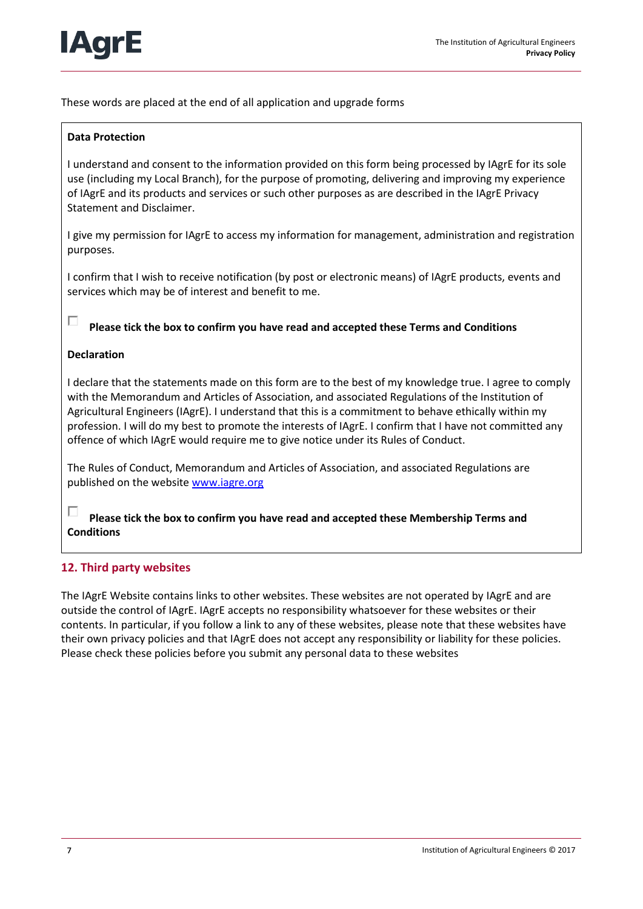These words are placed at the end of all application and upgrade forms

> **Data Protection**
>
> I understand and consent to the information provided on this form being processed by IAgrE for its sole use (including my Local Branch), for the purpose of promoting, delivering and improving my experience of IAgrE and its products and services or such other purposes as are described in the IAgrE Privacy Statement and Disclaimer.
>
> I give my permission for IAgrE to access my information for management, administration and registration purposes.
>
> I confirm that I wish to receive notification (by post or electronic means) of IAgrE products, events and services which may be of interest and benefit to me.
>
> ☐ **Please tick the box to confirm you have read and accepted these Terms and Conditions**
>
> **Declaration**
>
> I declare that the statements made on this form are to the best of my knowledge true. I agree to comply with the Memorandum and Articles of Association, and associated Regulations of the Institution of Agricultural Engineers (IAgrE). I understand that this is a commitment to behave ethically within my profession. I will do my best to promote the interests of IAgrE. I confirm that I have not committed any offence of which IAgrE would require me to give notice under its Rules of Conduct.
>
> The Rules of Conduct, Memorandum and Articles of Association, and associated Regulations are published on the website [www.iagre.org](http://www.iagre.org)
>
> ☐ **Please tick the box to confirm you have read and accepted these Membership Terms and Conditions**

## 12. Third party websites

The IAgrE Website contains links to other websites. These websites are not operated by IAgrE and are outside the control of IAgrE. IAgrE accepts no responsibility whatsoever for these websites or their contents. In particular, if you follow a link to any of these websites, please note that these websites have their own privacy policies and that IAgrE does not accept any responsibility or liability for these policies. Please check these policies before you submit any personal data to these websites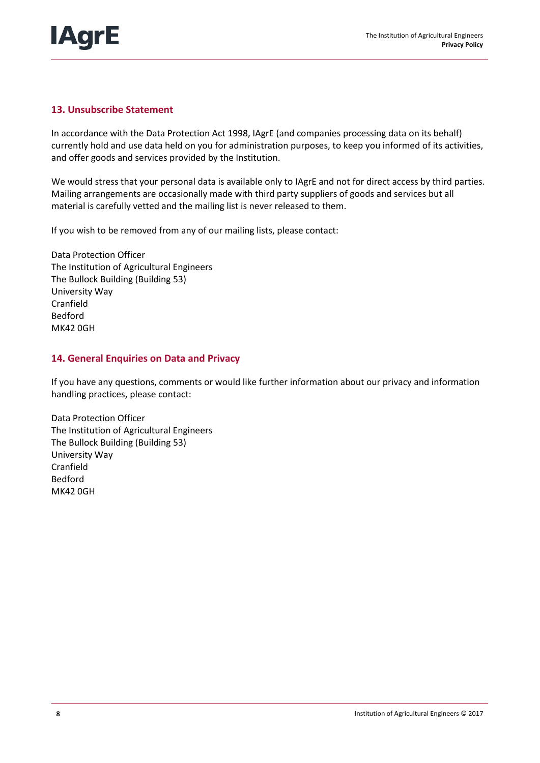## 13. Unsubscribe Statement

In accordance with the Data Protection Act 1998, IAgrE (and companies processing data on its behalf) currently hold and use data held on you for administration purposes, to keep you informed of its activities, and offer goods and services provided by the Institution.

We would stress that your personal data is available only to IAgrE and not for direct access by third parties. Mailing arrangements are occasionally made with third party suppliers of goods and services but all material is carefully vetted and the mailing list is never released to them.

If you wish to be removed from any of our mailing lists, please contact:

Data Protection Officer  
The Institution of Agricultural Engineers  
The Bullock Building (Building 53)  
University Way  
Cranfield  
Bedford  
MK42 0GH

## 14. General Enquiries on Data and Privacy

If you have any questions, comments or would like further information about our privacy and information handling practices, please contact:

Data Protection Officer  
The Institution of Agricultural Engineers  
The Bullock Building (Building 53)  
University Way  
Cranfield  
Bedford  
MK42 0GH